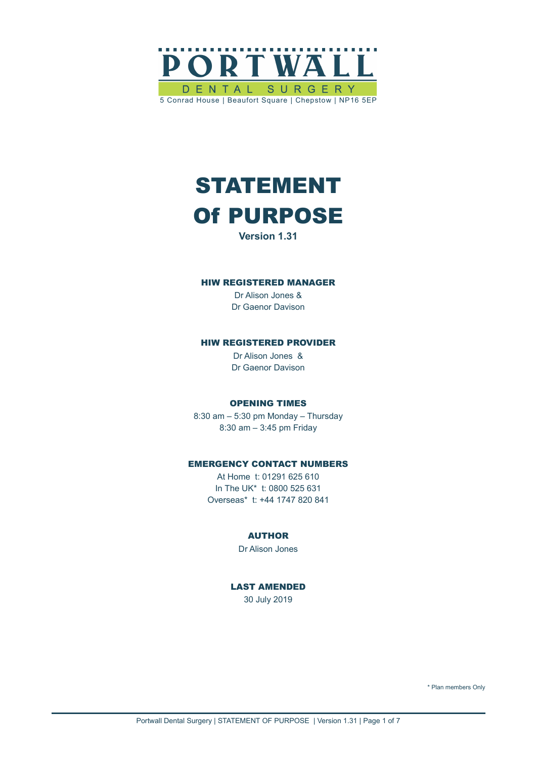# PORTWALL

DENTAL SURGERY

5 Conrad House | Beaufort Square | Chepstow | NP16 5EP

# STATEMENT Of PURPOSE

**Version 1.31**

### HIW REGISTERED MANAGER

Dr Alison Jones &
Dr Gaenor Davison

### HIW REGISTERED PROVIDER

Dr Alison Jones &
Dr Gaenor Davison

### OPENING TIMES

8:30 am – 5:30 pm Monday – Thursday
8:30 am – 3:45 pm Friday

### EMERGENCY CONTACT NUMBERS

At Home t: 01291 625 610
In The UK* t: 0800 525 631
Overseas* t: +44 1747 820 841

### AUTHOR

Dr Alison Jones

### LAST AMENDED

30 July 2019

\* Plan members Only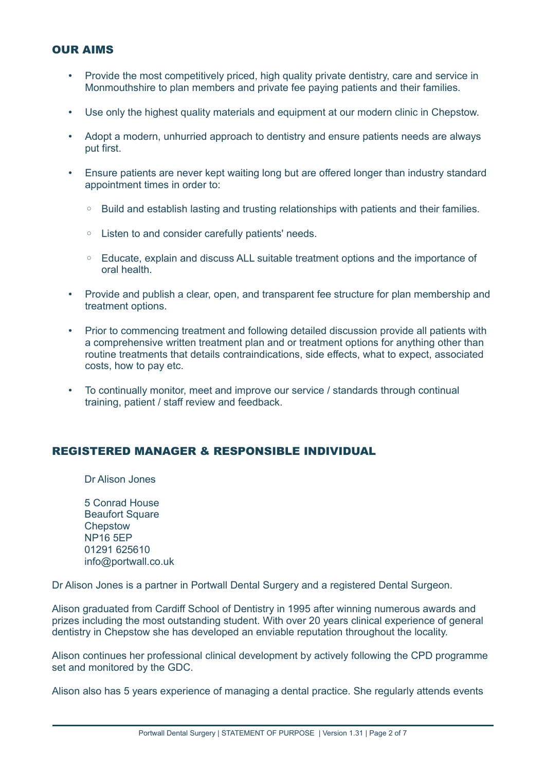## OUR AIMS

- Provide the most competitively priced, high quality private dentistry, care and service in Monmouthshire to plan members and private fee paying patients and their families.
- Use only the highest quality materials and equipment at our modern clinic in Chepstow.
- Adopt a modern, unhurried approach to dentistry and ensure patients needs are always put first.
- Ensure patients are never kept waiting long but are offered longer than industry standard appointment times in order to:
  - Build and establish lasting and trusting relationships with patients and their families.
  - Listen to and consider carefully patients' needs.
  - Educate, explain and discuss ALL suitable treatment options and the importance of oral health.
- Provide and publish a clear, open, and transparent fee structure for plan membership and treatment options.
- Prior to commencing treatment and following detailed discussion provide all patients with a comprehensive written treatment plan and or treatment options for anything other than routine treatments that details contraindications, side effects, what to expect, associated costs, how to pay etc.
- To continually monitor, meet and improve our service / standards through continual training, patient / staff review and feedback.

## REGISTERED MANAGER & RESPONSIBLE INDIVIDUAL

Dr Alison Jones

5 Conrad House
Beaufort Square
Chepstow
NP16 5EP
01291 625610
info@portwall.co.uk

Dr Alison Jones is a partner in Portwall Dental Surgery and a registered Dental Surgeon.

Alison graduated from Cardiff School of Dentistry in 1995 after winning numerous awards and prizes including the most outstanding student. With over 20 years clinical experience of general dentistry in Chepstow she has developed an enviable reputation throughout the locality.

Alison continues her professional clinical development by actively following the CPD programme set and monitored by the GDC.

Alison also has 5 years experience of managing a dental practice. She regularly attends events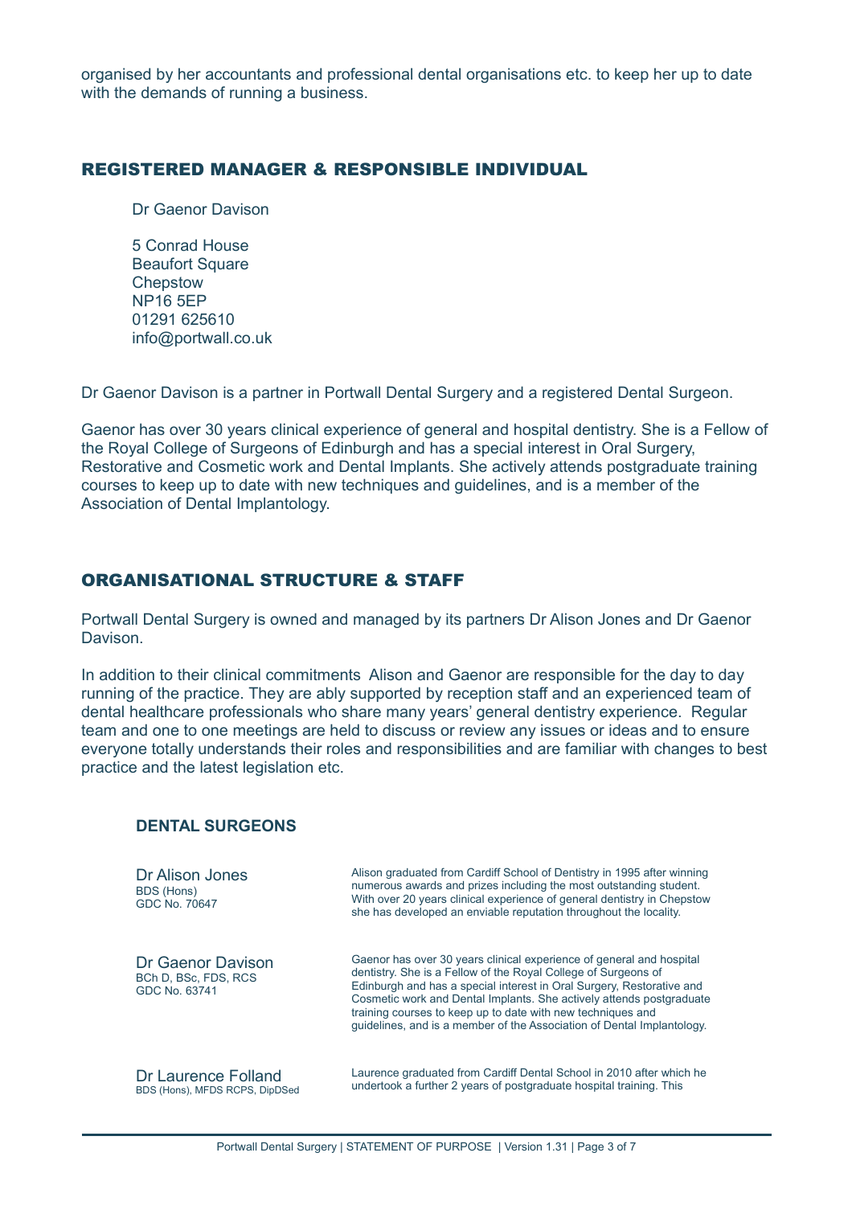organised by her accountants and professional dental organisations etc. to keep her up to date with the demands of running a business.

## REGISTERED MANAGER & RESPONSIBLE INDIVIDUAL

Dr Gaenor Davison

5 Conrad House
Beaufort Square
Chepstow
NP16 5EP
01291 625610
info@portwall.co.uk

Dr Gaenor Davison is a partner in Portwall Dental Surgery and a registered Dental Surgeon.

Gaenor has over 30 years clinical experience of general and hospital dentistry. She is a Fellow of the Royal College of Surgeons of Edinburgh and has a special interest in Oral Surgery, Restorative and Cosmetic work and Dental Implants. She actively attends postgraduate training courses to keep up to date with new techniques and guidelines, and is a member of the Association of Dental Implantology.

## ORGANISATIONAL STRUCTURE & STAFF

Portwall Dental Surgery is owned and managed by its partners Dr Alison Jones and Dr Gaenor Davison.

In addition to their clinical commitments Alison and Gaenor are responsible for the day to day running of the practice. They are ably supported by reception staff and an experienced team of dental healthcare professionals who share many years' general dentistry experience. Regular team and one to one meetings are held to discuss or review any issues or ideas and to ensure everyone totally understands their roles and responsibilities and are familiar with changes to best practice and the latest legislation etc.

### DENTAL SURGEONS

| | |
|---|---|
| Dr Alison Jones<br>BDS (Hons)<br>GDC No. 70647 | Alison graduated from Cardiff School of Dentistry in 1995 after winning numerous awards and prizes including the most outstanding student. With over 20 years clinical experience of general dentistry in Chepstow she has developed an enviable reputation throughout the locality. |
| Dr Gaenor Davison<br>BCh D, BSc, FDS, RCS<br>GDC No. 63741 | Gaenor has over 30 years clinical experience of general and hospital dentistry. She is a Fellow of the Royal College of Surgeons of Edinburgh and has a special interest in Oral Surgery, Restorative and Cosmetic work and Dental Implants. She actively attends postgraduate training courses to keep up to date with new techniques and guidelines, and is a member of the Association of Dental Implantology. |
| Dr Laurence Folland<br>BDS (Hons), MFDS RCPS, DipDSed | Laurence graduated from Cardiff Dental School in 2010 after which he undertook a further 2 years of postgraduate hospital training. This |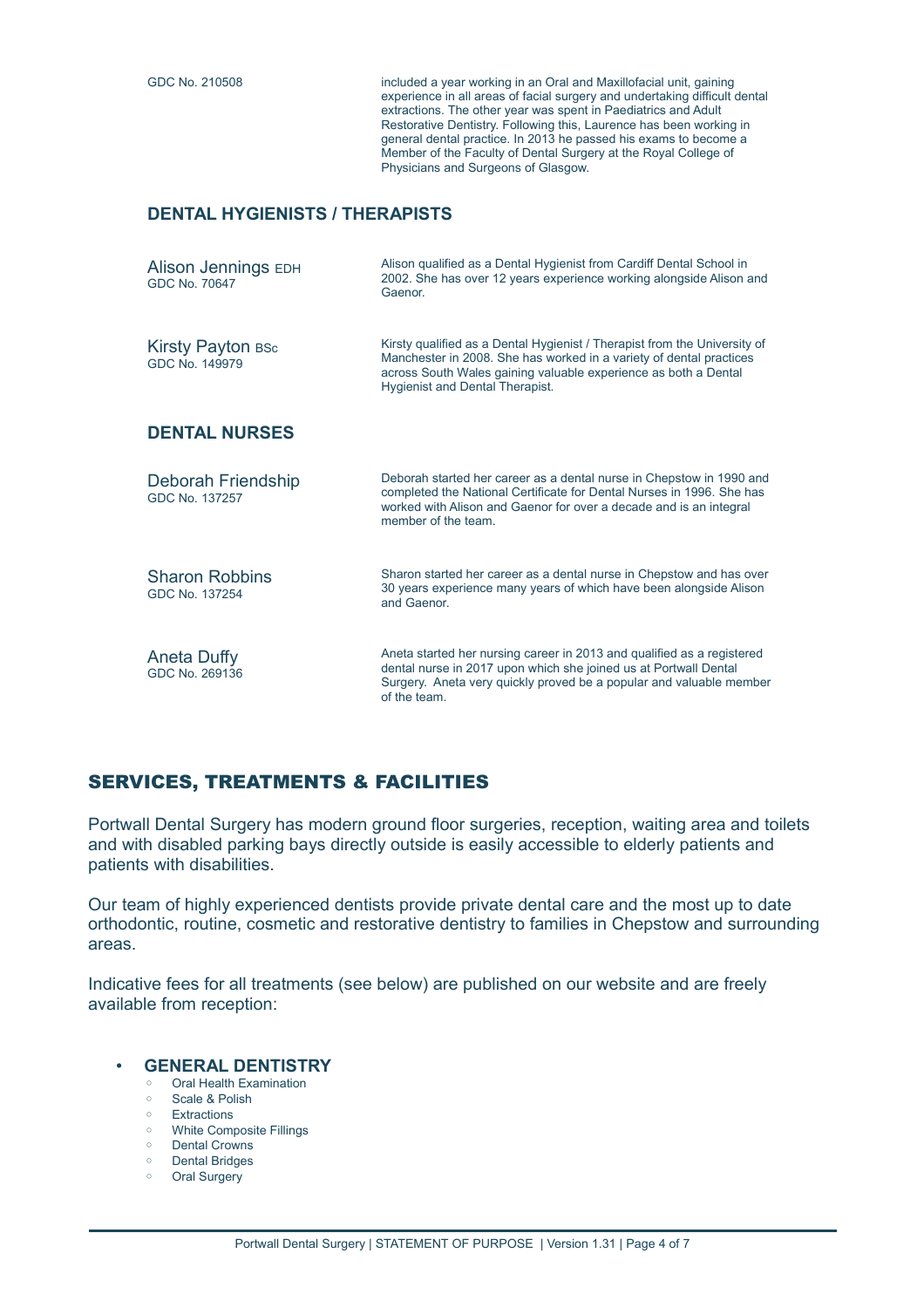GDC No. 210508

included a year working in an Oral and Maxillofacial unit, gaining experience in all areas of facial surgery and undertaking difficult dental extractions. The other year was spent in Paediatrics and Adult Restorative Dentistry. Following this, Laurence has been working in general dental practice. In 2013 he passed his exams to become a Member of the Faculty of Dental Surgery at the Royal College of Physicians and Surgeons of Glasgow.

### DENTAL HYGIENISTS / THERAPISTS

**Alison Jennings** EDH
GDC No. 70647

Alison qualified as a Dental Hygienist from Cardiff Dental School in 2002. She has over 12 years experience working alongside Alison and Gaenor.

**Kirsty Payton** BSc
GDC No. 149979

Kirsty qualified as a Dental Hygienist / Therapist from the University of Manchester in 2008. She has worked in a variety of dental practices across South Wales gaining valuable experience as both a Dental Hygienist and Dental Therapist.

### DENTAL NURSES

**Deborah Friendship**
GDC No. 137257

Deborah started her career as a dental nurse in Chepstow in 1990 and completed the National Certificate for Dental Nurses in 1996. She has worked with Alison and Gaenor for over a decade and is an integral member of the team.

**Sharon Robbins**
GDC No. 137254

Sharon started her career as a dental nurse in Chepstow and has over 30 years experience many years of which have been alongside Alison and Gaenor.

**Aneta Duffy**
GDC No. 269136

Aneta started her nursing career in 2013 and qualified as a registered dental nurse in 2017 upon which she joined us at Portwall Dental Surgery. Aneta very quickly proved be a popular and valuable member of the team.

## SERVICES, TREATMENTS & FACILITIES

Portwall Dental Surgery has modern ground floor surgeries, reception, waiting area and toilets and with disabled parking bays directly outside is easily accessible to elderly patients and patients with disabilities.

Our team of highly experienced dentists provide private dental care and the most up to date orthodontic, routine, cosmetic and restorative dentistry to families in Chepstow and surrounding areas.

Indicative fees for all treatments (see below) are published on our website and are freely available from reception:

- **GENERAL DENTISTRY**
  - Oral Health Examination
  - Scale & Polish
  - Extractions
  - White Composite Fillings
  - Dental Crowns
  - Dental Bridges
  - Oral Surgery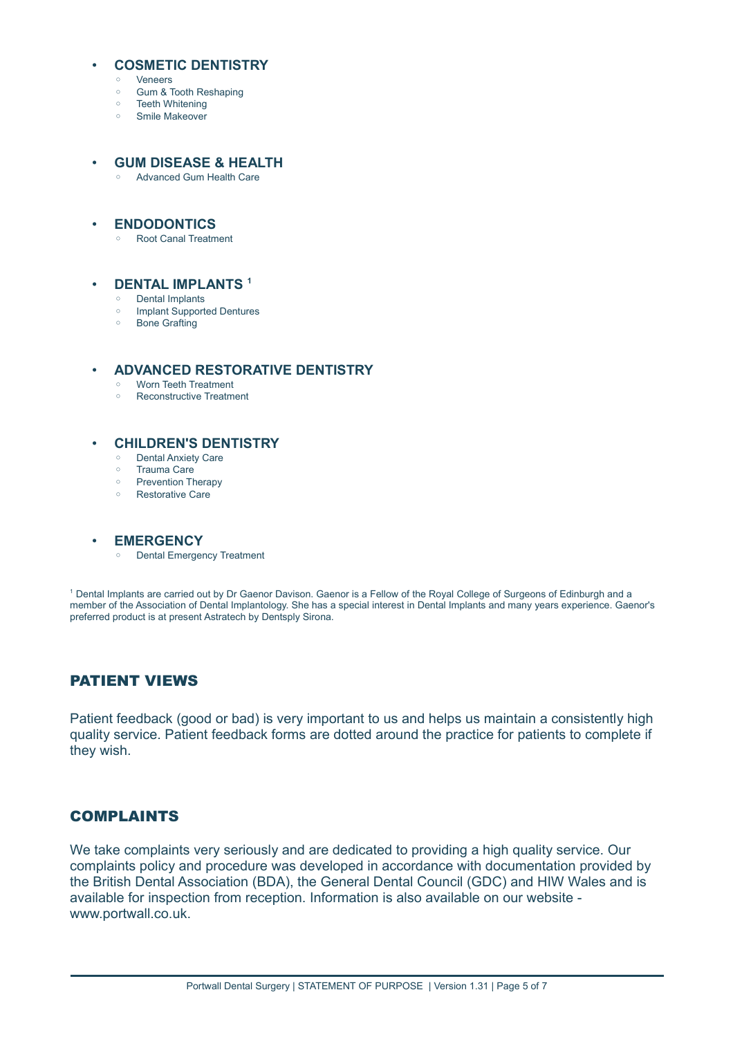- **COSMETIC DENTISTRY**
  - Veneers
  - Gum & Tooth Reshaping
  - Teeth Whitening
  - Smile Makeover

- **GUM DISEASE & HEALTH**
  - Advanced Gum Health Care

- **ENDODONTICS**
  - Root Canal Treatment

- **DENTAL IMPLANTS** [1]
  - Dental Implants
  - Implant Supported Dentures
  - Bone Grafting

- **ADVANCED RESTORATIVE DENTISTRY**
  - Worn Teeth Treatment
  - Reconstructive Treatment

- **CHILDREN'S DENTISTRY**
  - Dental Anxiety Care
  - Trauma Care
  - Prevention Therapy
  - Restorative Care

- **EMERGENCY**
  - Dental Emergency Treatment

[1] Dental Implants are carried out by Dr Gaenor Davison. Gaenor is a Fellow of the Royal College of Surgeons of Edinburgh and a member of the Association of Dental Implantology. She has a special interest in Dental Implants and many years experience. Gaenor's preferred product is at present Astratech by Dentsply Sirona.

## PATIENT VIEWS

Patient feedback (good or bad) is very important to us and helps us maintain a consistently high quality service. Patient feedback forms are dotted around the practice for patients to complete if they wish.

## COMPLAINTS

We take complaints very seriously and are dedicated to providing a high quality service. Our complaints policy and procedure was developed in accordance with documentation provided by the British Dental Association (BDA), the General Dental Council (GDC) and HIW Wales and is available for inspection from reception. Information is also available on our website - www.portwall.co.uk.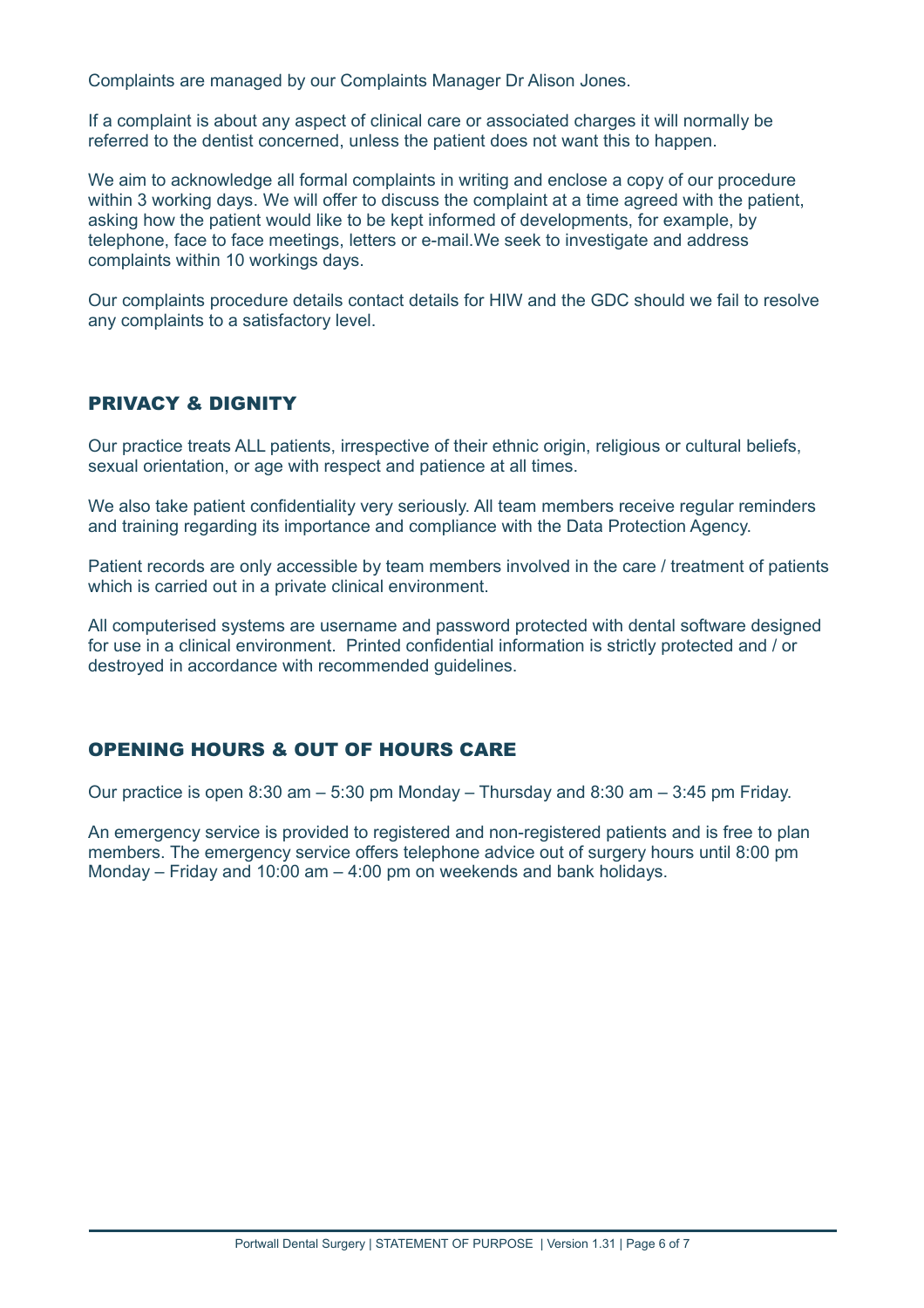Complaints are managed by our Complaints Manager Dr Alison Jones.

If a complaint is about any aspect of clinical care or associated charges it will normally be referred to the dentist concerned, unless the patient does not want this to happen.

We aim to acknowledge all formal complaints in writing and enclose a copy of our procedure within 3 working days. We will offer to discuss the complaint at a time agreed with the patient, asking how the patient would like to be kept informed of developments, for example, by telephone, face to face meetings, letters or e-mail.We seek to investigate and address complaints within 10 workings days.

Our complaints procedure details contact details for HIW and the GDC should we fail to resolve any complaints to a satisfactory level.

## PRIVACY & DIGNITY

Our practice treats ALL patients, irrespective of their ethnic origin, religious or cultural beliefs, sexual orientation, or age with respect and patience at all times.

We also take patient confidentiality very seriously. All team members receive regular reminders and training regarding its importance and compliance with the Data Protection Agency.

Patient records are only accessible by team members involved in the care / treatment of patients which is carried out in a private clinical environment.

All computerised systems are username and password protected with dental software designed for use in a clinical environment. Printed confidential information is strictly protected and / or destroyed in accordance with recommended guidelines.

## OPENING HOURS & OUT OF HOURS CARE

Our practice is open 8:30 am – 5:30 pm Monday – Thursday and 8:30 am – 3:45 pm Friday.

An emergency service is provided to registered and non-registered patients and is free to plan members. The emergency service offers telephone advice out of surgery hours until 8:00 pm Monday – Friday and 10:00 am – 4:00 pm on weekends and bank holidays.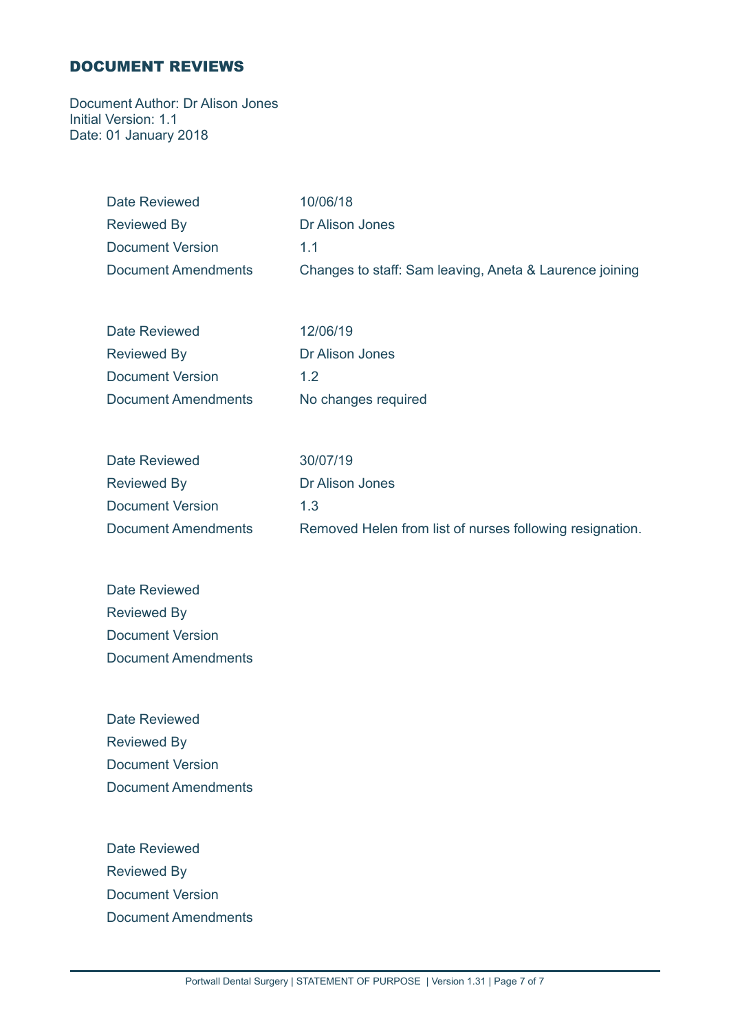## DOCUMENT REVIEWS

Document Author: Dr Alison Jones
Initial Version: 1.1
Date: 01 January 2018

| | |
|---|---|
| Date Reviewed | 10/06/18 |
| Reviewed By | Dr Alison Jones |
| Document Version | 1.1 |
| Document Amendments | Changes to staff: Sam leaving, Aneta & Laurence joining |

| | |
|---|---|
| Date Reviewed | 12/06/19 |
| Reviewed By | Dr Alison Jones |
| Document Version | 1.2 |
| Document Amendments | No changes required |

| | |
|---|---|
| Date Reviewed | 30/07/19 |
| Reviewed By | Dr Alison Jones |
| Document Version | 1.3 |
| Document Amendments | Removed Helen from list of nurses following resignation. |

| | |
|---|---|
| Date Reviewed | |
| Reviewed By | |
| Document Version | |
| Document Amendments | |

| | |
|---|---|
| Date Reviewed | |
| Reviewed By | |
| Document Version | |
| Document Amendments | |

| | |
|---|---|
| Date Reviewed | |
| Reviewed By | |
| Document Version | |
| Document Amendments | |